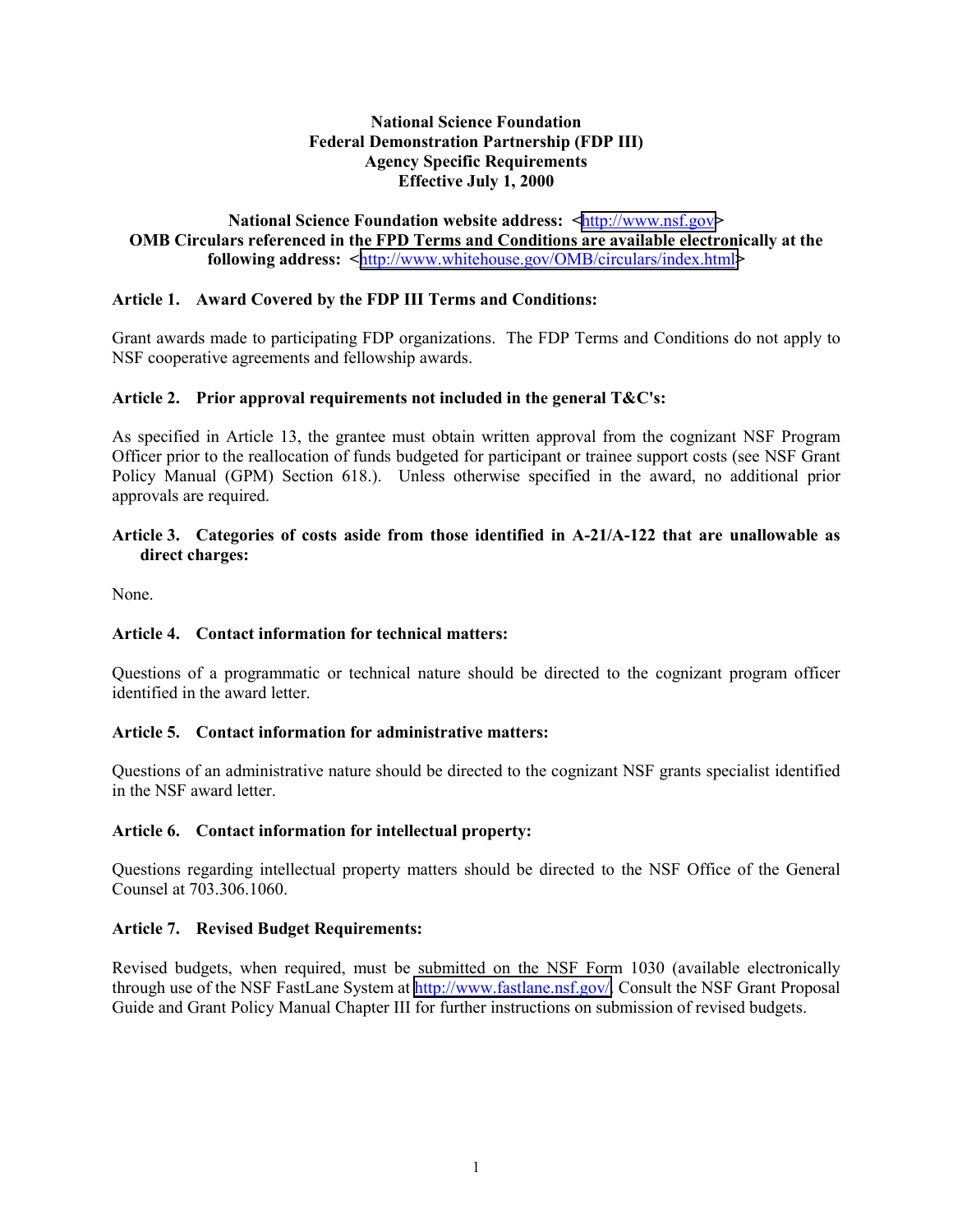**National Science Foundation**
**Federal Demonstration Partnership (FDP III)**
**Agency Specific Requirements**
**Effective July 1, 2000**

**National Science Foundation website address: <http://www.nsf.gov>**
**OMB Circulars referenced in the FPD Terms and Conditions are available electronically at the following address: <http://www.whitehouse.gov/OMB/circulars/index.html>**

## Article 1. Award Covered by the FDP III Terms and Conditions:

Grant awards made to participating FDP organizations. The FDP Terms and Conditions do not apply to NSF cooperative agreements and fellowship awards.

## Article 2. Prior approval requirements not included in the general T&C's:

As specified in Article 13, the grantee must obtain written approval from the cognizant NSF Program Officer prior to the reallocation of funds budgeted for participant or trainee support costs (see NSF Grant Policy Manual (GPM) Section 618.). Unless otherwise specified in the award, no additional prior approvals are required.

## Article 3. Categories of costs aside from those identified in A-21/A-122 that are unallowable as direct charges:

None.

## Article 4. Contact information for technical matters:

Questions of a programmatic or technical nature should be directed to the cognizant program officer identified in the award letter.

## Article 5. Contact information for administrative matters:

Questions of an administrative nature should be directed to the cognizant NSF grants specialist identified in the NSF award letter.

## Article 6. Contact information for intellectual property:

Questions regarding intellectual property matters should be directed to the NSF Office of the General Counsel at 703.306.1060.

## Article 7. Revised Budget Requirements:

Revised budgets, when required, must be submitted on the NSF Form 1030 (available electronically through use of the NSF FastLane System at http://www.fastlane.nsf.gov/. Consult the NSF Grant Proposal Guide and Grant Policy Manual Chapter III for further instructions on submission of revised budgets.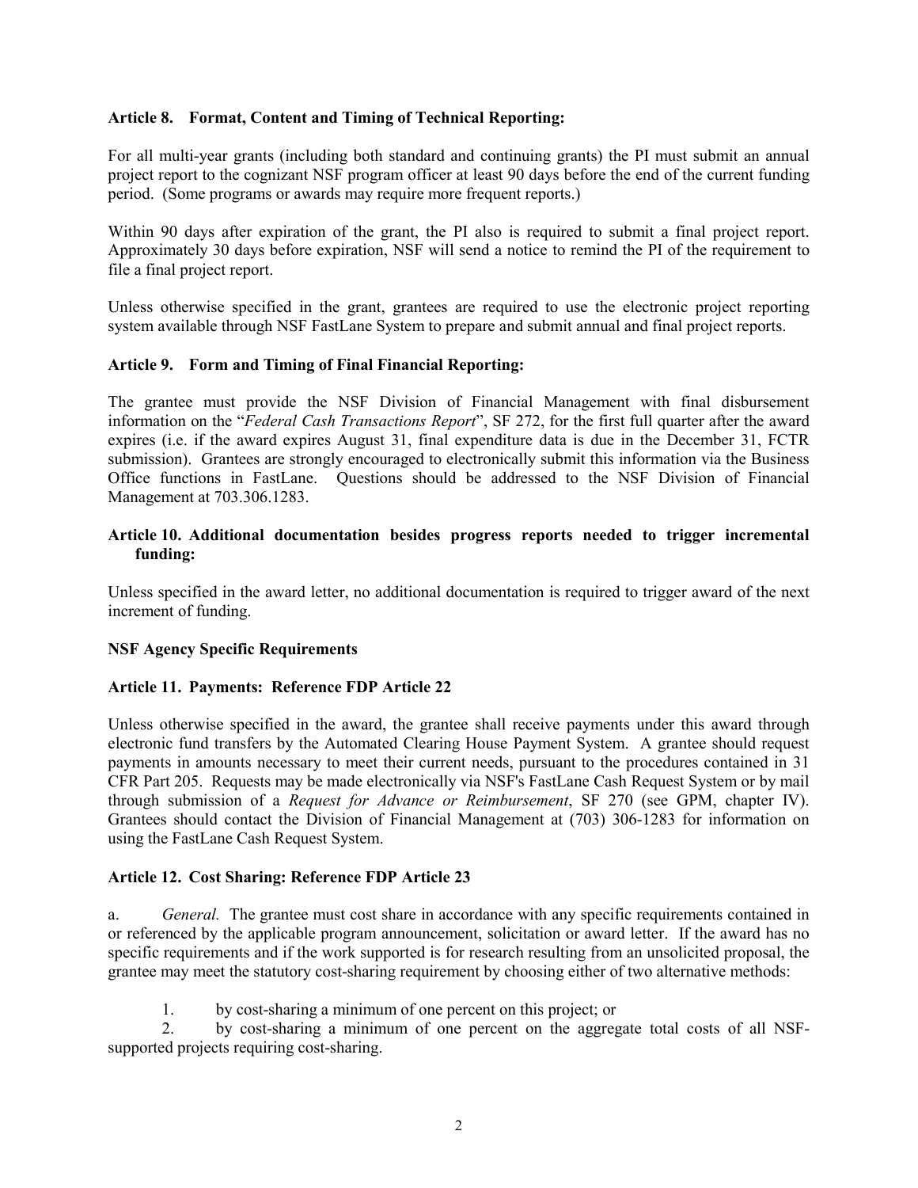**Article 8. Format, Content and Timing of Technical Reporting:**

For all multi-year grants (including both standard and continuing grants) the PI must submit an annual project report to the cognizant NSF program officer at least 90 days before the end of the current funding period. (Some programs or awards may require more frequent reports.)

Within 90 days after expiration of the grant, the PI also is required to submit a final project report. Approximately 30 days before expiration, NSF will send a notice to remind the PI of the requirement to file a final project report.

Unless otherwise specified in the grant, grantees are required to use the electronic project reporting system available through NSF FastLane System to prepare and submit annual and final project reports.

**Article 9. Form and Timing of Final Financial Reporting:**

The grantee must provide the NSF Division of Financial Management with final disbursement information on the "*Federal Cash Transactions Report*", SF 272, for the first full quarter after the award expires (i.e. if the award expires August 31, final expenditure data is due in the December 31, FCTR submission). Grantees are strongly encouraged to electronically submit this information via the Business Office functions in FastLane. Questions should be addressed to the NSF Division of Financial Management at 703.306.1283.

**Article 10. Additional documentation besides progress reports needed to trigger incremental funding:**

Unless specified in the award letter, no additional documentation is required to trigger award of the next increment of funding.

**NSF Agency Specific Requirements**

**Article 11. Payments: Reference FDP Article 22**

Unless otherwise specified in the award, the grantee shall receive payments under this award through electronic fund transfers by the Automated Clearing House Payment System. A grantee should request payments in amounts necessary to meet their current needs, pursuant to the procedures contained in 31 CFR Part 205. Requests may be made electronically via NSF's FastLane Cash Request System or by mail through submission of a *Request for Advance or Reimbursement*, SF 270 (see GPM, chapter IV). Grantees should contact the Division of Financial Management at (703) 306-1283 for information on using the FastLane Cash Request System.

**Article 12. Cost Sharing: Reference FDP Article 23**

a. *General.* The grantee must cost share in accordance with any specific requirements contained in or referenced by the applicable program announcement, solicitation or award letter. If the award has no specific requirements and if the work supported is for research resulting from an unsolicited proposal, the grantee may meet the statutory cost-sharing requirement by choosing either of two alternative methods:

1. by cost-sharing a minimum of one percent on this project; or
2. by cost-sharing a minimum of one percent on the aggregate total costs of all NSF-supported projects requiring cost-sharing.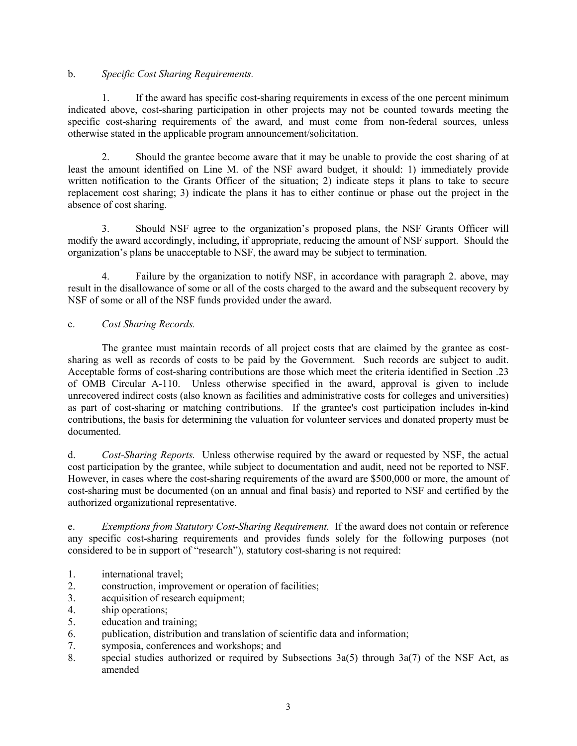b. *Specific Cost Sharing Requirements.*

1. If the award has specific cost-sharing requirements in excess of the one percent minimum indicated above, cost-sharing participation in other projects may not be counted towards meeting the specific cost-sharing requirements of the award, and must come from non-federal sources, unless otherwise stated in the applicable program announcement/solicitation.

2. Should the grantee become aware that it may be unable to provide the cost sharing of at least the amount identified on Line M. of the NSF award budget, it should: 1) immediately provide written notification to the Grants Officer of the situation; 2) indicate steps it plans to take to secure replacement cost sharing; 3) indicate the plans it has to either continue or phase out the project in the absence of cost sharing.

3. Should NSF agree to the organization's proposed plans, the NSF Grants Officer will modify the award accordingly, including, if appropriate, reducing the amount of NSF support. Should the organization's plans be unacceptable to NSF, the award may be subject to termination.

4. Failure by the organization to notify NSF, in accordance with paragraph 2. above, may result in the disallowance of some or all of the costs charged to the award and the subsequent recovery by NSF of some or all of the NSF funds provided under the award.

c. *Cost Sharing Records.*

The grantee must maintain records of all project costs that are claimed by the grantee as cost-sharing as well as records of costs to be paid by the Government. Such records are subject to audit. Acceptable forms of cost-sharing contributions are those which meet the criteria identified in Section .23 of OMB Circular A-110. Unless otherwise specified in the award, approval is given to include unrecovered indirect costs (also known as facilities and administrative costs for colleges and universities) as part of cost-sharing or matching contributions. If the grantee's cost participation includes in-kind contributions, the basis for determining the valuation for volunteer services and donated property must be documented.

d. *Cost-Sharing Reports.* Unless otherwise required by the award or requested by NSF, the actual cost participation by the grantee, while subject to documentation and audit, need not be reported to NSF. However, in cases where the cost-sharing requirements of the award are $500,000 or more, the amount of cost-sharing must be documented (on an annual and final basis) and reported to NSF and certified by the authorized organizational representative.

e. *Exemptions from Statutory Cost-Sharing Requirement.* If the award does not contain or reference any specific cost-sharing requirements and provides funds solely for the following purposes (not considered to be in support of "research"), statutory cost-sharing is not required:

1. international travel;
2. construction, improvement or operation of facilities;
3. acquisition of research equipment;
4. ship operations;
5. education and training;
6. publication, distribution and translation of scientific data and information;
7. symposia, conferences and workshops; and
8. special studies authorized or required by Subsections 3a(5) through 3a(7) of the NSF Act, as amended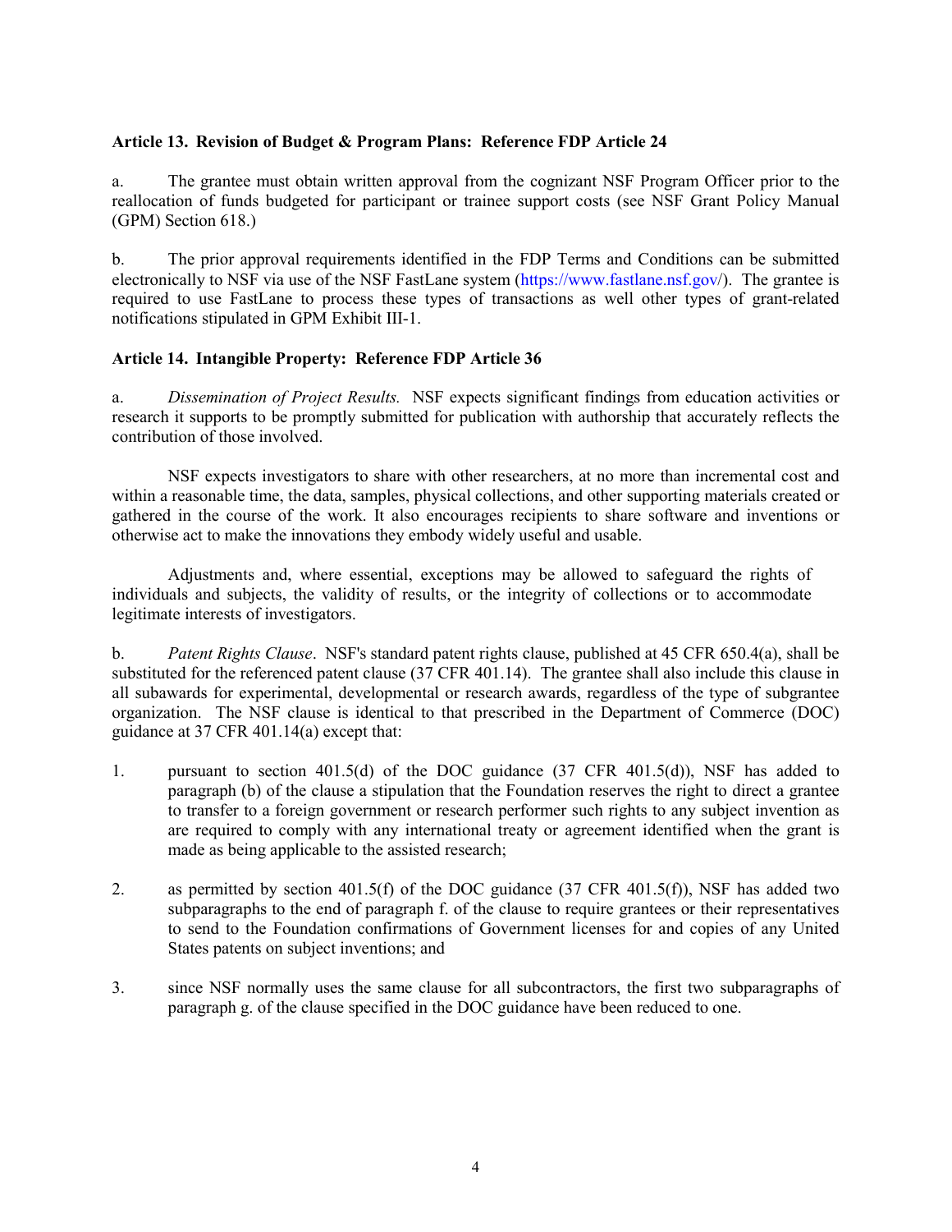**Article 13. Revision of Budget & Program Plans: Reference FDP Article 24**

a. The grantee must obtain written approval from the cognizant NSF Program Officer prior to the reallocation of funds budgeted for participant or trainee support costs (see NSF Grant Policy Manual (GPM) Section 618.)

b. The prior approval requirements identified in the FDP Terms and Conditions can be submitted electronically to NSF via use of the NSF FastLane system (https://www.fastlane.nsf.gov/). The grantee is required to use FastLane to process these types of transactions as well other types of grant-related notifications stipulated in GPM Exhibit III-1.

**Article 14. Intangible Property: Reference FDP Article 36**

a. *Dissemination of Project Results.* NSF expects significant findings from education activities or research it supports to be promptly submitted for publication with authorship that accurately reflects the contribution of those involved.

NSF expects investigators to share with other researchers, at no more than incremental cost and within a reasonable time, the data, samples, physical collections, and other supporting materials created or gathered in the course of the work. It also encourages recipients to share software and inventions or otherwise act to make the innovations they embody widely useful and usable.

Adjustments and, where essential, exceptions may be allowed to safeguard the rights of individuals and subjects, the validity of results, or the integrity of collections or to accommodate legitimate interests of investigators.

b. *Patent Rights Clause*. NSF's standard patent rights clause, published at 45 CFR 650.4(a), shall be substituted for the referenced patent clause (37 CFR 401.14). The grantee shall also include this clause in all subawards for experimental, developmental or research awards, regardless of the type of subgrantee organization. The NSF clause is identical to that prescribed in the Department of Commerce (DOC) guidance at 37 CFR 401.14(a) except that:

1. pursuant to section 401.5(d) of the DOC guidance (37 CFR 401.5(d)), NSF has added to paragraph (b) of the clause a stipulation that the Foundation reserves the right to direct a grantee to transfer to a foreign government or research performer such rights to any subject invention as are required to comply with any international treaty or agreement identified when the grant is made as being applicable to the assisted research;

2. as permitted by section 401.5(f) of the DOC guidance (37 CFR 401.5(f)), NSF has added two subparagraphs to the end of paragraph f. of the clause to require grantees or their representatives to send to the Foundation confirmations of Government licenses for and copies of any United States patents on subject inventions; and

3. since NSF normally uses the same clause for all subcontractors, the first two subparagraphs of paragraph g. of the clause specified in the DOC guidance have been reduced to one.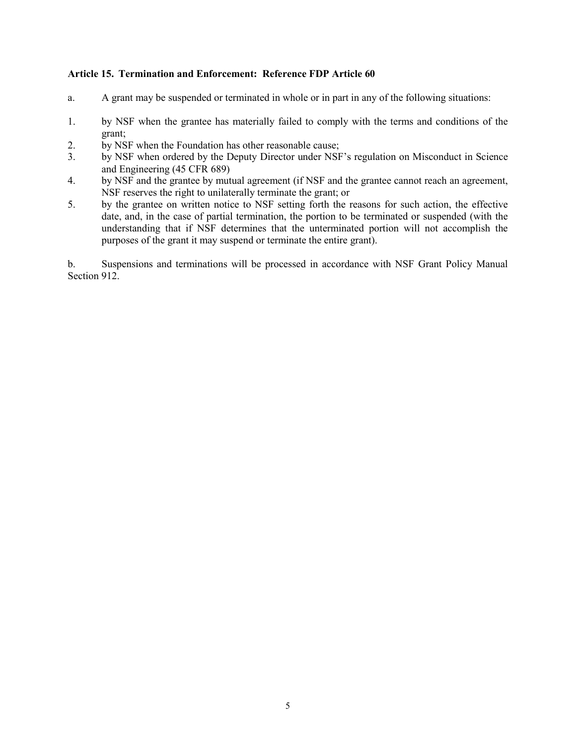**Article 15. Termination and Enforcement: Reference FDP Article 60**

a. A grant may be suspended or terminated in whole or in part in any of the following situations:

1. by NSF when the grantee has materially failed to comply with the terms and conditions of the grant;
2. by NSF when the Foundation has other reasonable cause;
3. by NSF when ordered by the Deputy Director under NSF's regulation on Misconduct in Science and Engineering (45 CFR 689)
4. by NSF and the grantee by mutual agreement (if NSF and the grantee cannot reach an agreement, NSF reserves the right to unilaterally terminate the grant; or
5. by the grantee on written notice to NSF setting forth the reasons for such action, the effective date, and, in the case of partial termination, the portion to be terminated or suspended (with the understanding that if NSF determines that the unterminated portion will not accomplish the purposes of the grant it may suspend or terminate the entire grant).

b. Suspensions and terminations will be processed in accordance with NSF Grant Policy Manual Section 912.